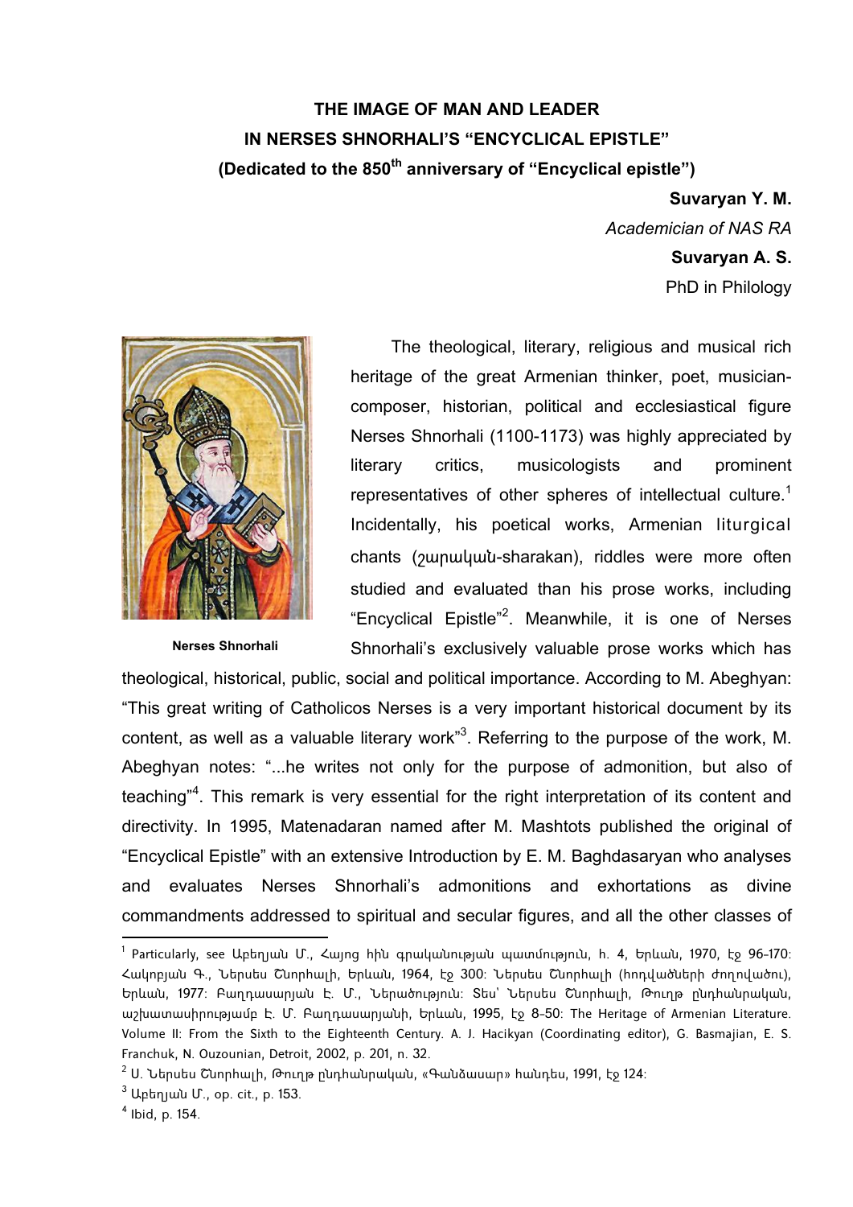# THE IMAGE OF MAN AND LEADER
# IN NERSES SHNORHALI'S "ENCYCLICAL EPISTLE"
## (Dedicated to the 850th anniversary of "Encyclical epistle")

**Suvaryan Y. M.**
*Academician of NAS RA*
**Suvaryan A. S.**
PhD in Philology

**Nerses Shnorhali**

The theological, literary, religious and musical rich heritage of the great Armenian thinker, poet, musician-composer, historian, political and ecclesiastical figure Nerses Shnorhali (1100-1173) was highly appreciated by literary critics, musicologists and prominent representatives of other spheres of intellectual culture.[1] Incidentally, his poetical works, Armenian liturgical chants (շարական-sharakan), riddles were more often studied and evaluated than his prose works, including "Encyclical Epistle"[2]. Meanwhile, it is one of Nerses Shnorhali's exclusively valuable prose works which has theological, historical, public, social and political importance. According to M. Abeghyan: "This great writing of Catholicos Nerses is a very important historical document by its content, as well as a valuable literary work"[3]. Referring to the purpose of the work, M. Abeghyan notes: "...he writes not only for the purpose of admonition, but also of teaching"[4]. This remark is very essential for the right interpretation of its content and directivity. In 1995, Matenadaran named after M. Mashtots published the original of "Encyclical Epistle" with an extensive Introduction by E. M. Baghdasaryan who analyses and evaluates Nerses Shnorhali's admonitions and exhortations as divine commandments addressed to spiritual and secular figures, and all the other classes of

---

[1] Particularly, see Աբեղյան Մ., Հայոց հին գրականության պատմություն, հ. 4, Երևան, 1970, էջ 96-170: Հակոբյան Գ., Ներսես Շնորհալի, Երևան, 1964, էջ 300: Ներսես Շնորհալի (հոդվածների ժողովածու), Երևան, 1977: Բաղդասարյան Է. Մ., Ներածություն: Տես՝ Ներսես Շնորհալի, Թուղթ ընդհանրական, աշխատասիրությամբ Է. Մ. Բաղդասարյանի, Երևան, 1995, էջ 8-50: The Heritage of Armenian Literature. Volume II: From the Sixth to the Eighteenth Century. A. J. Hacikyan (Coordinating editor), G. Basmajian, E. S. Franchuk, N. Ouzounian, Detroit, 2002, p. 201, n. 32.

[2] Ս. Ներսես Շնորհալի, Թուղթ ընդհանրական, «Գանձասար» հանդես, 1991, էջ 124:

[3] Աբեղյան Մ., op. cit., p. 153.

[4] Ibid, p. 154.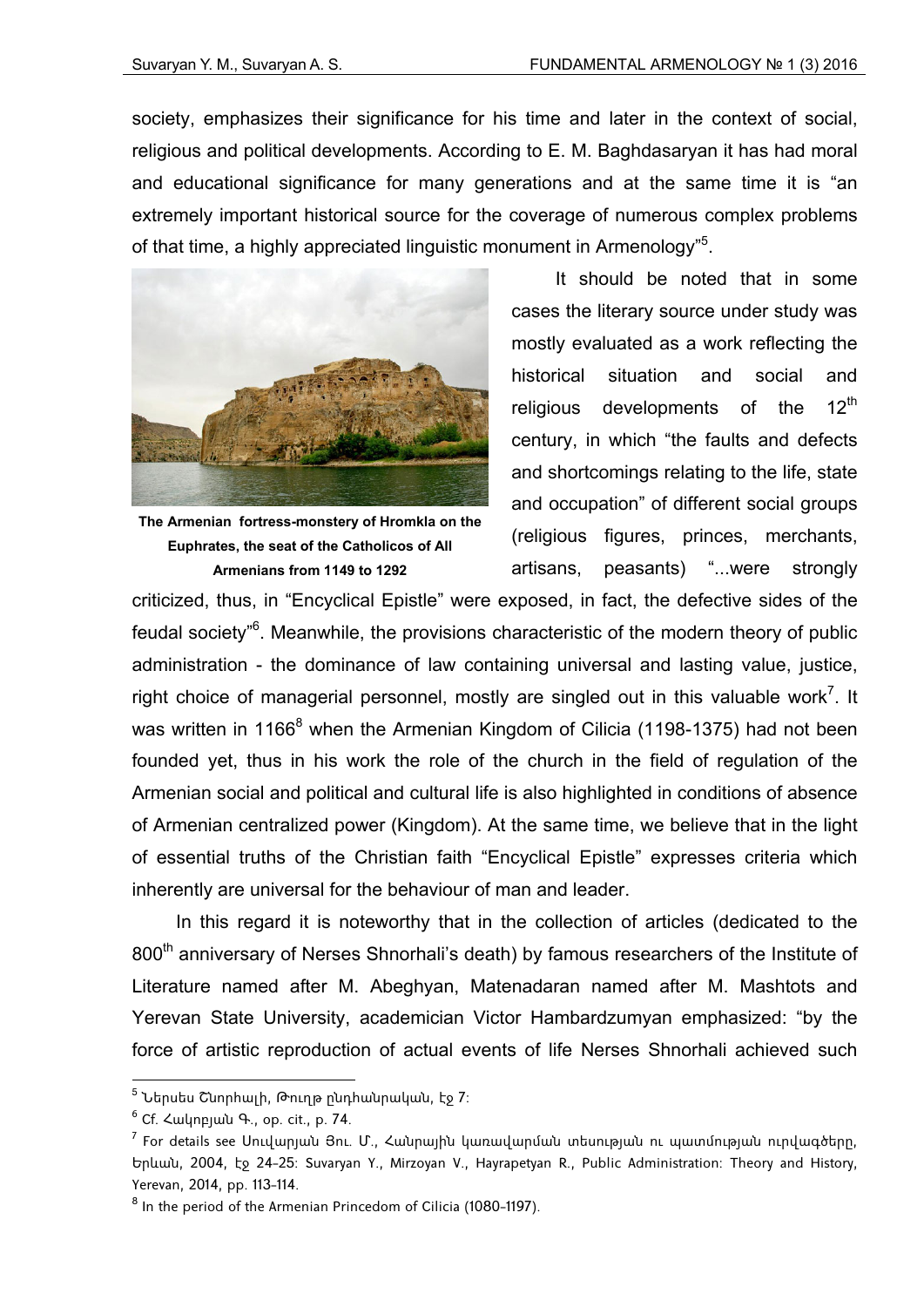society, emphasizes their significance for his time and later in the context of social, religious and political developments. According to E. M. Baghdasaryan it has had moral and educational significance for many generations and at the same time it is "an extremely important historical source for the coverage of numerous complex problems of that time, a highly appreciated linguistic monument in Armenology"[5].

**The Armenian fortress-monstery of Hromkla on the Euphrates, the seat of the Catholicos of All Armenians from 1149 to 1292**

It should be noted that in some cases the literary source under study was mostly evaluated as a work reflecting the historical situation and social and religious developments of the 12th century, in which "the faults and defects and shortcomings relating to the life, state and occupation" of different social groups (religious figures, princes, merchants, artisans, peasants) "...were strongly criticized, thus, in "Encyclical Epistle" were exposed, in fact, the defective sides of the feudal society"[6]. Meanwhile, the provisions characteristic of the modern theory of public administration - the dominance of law containing universal and lasting value, justice, right choice of managerial personnel, mostly are singled out in this valuable work[7]. It was written in 1166[8] when the Armenian Kingdom of Cilicia (1198-1375) had not been founded yet, thus in his work the role of the church in the field of regulation of the Armenian social and political and cultural life is also highlighted in conditions of absence of Armenian centralized power (Kingdom). At the same time, we believe that in the light of essential truths of the Christian faith "Encyclical Epistle" expresses criteria which inherently are universal for the behaviour of man and leader.

In this regard it is noteworthy that in the collection of articles (dedicated to the 800th anniversary of Nerses Shnorhali's death) by famous researchers of the Institute of Literature named after M. Abeghyan, Matenadaran named after M. Mashtots and Yerevan State University, academician Victor Hambardzumyan emphasized: "by the force of artistic reproduction of actual events of life Nerses Shnorhali achieved such

---

[5] Ներսես Շնորհալի, Թուղթ ընդհանրական, էջ 7:

[6] Cf. Հակոբյան Գ., op. cit., p. 74.

[7] For details see Սուվարյան Յու. Մ., Հանրային կառավարման տեսության ու պատմության ուրվագծերը, Երևան, 2004, էջ 24-25: Suvaryan Y., Mirzoyan V., Hayrapetyan R., Public Administration: Theory and History, Yerevan, 2014, pp. 113-114.

[8] In the period of the Armenian Princedom of Cilicia (1080-1197).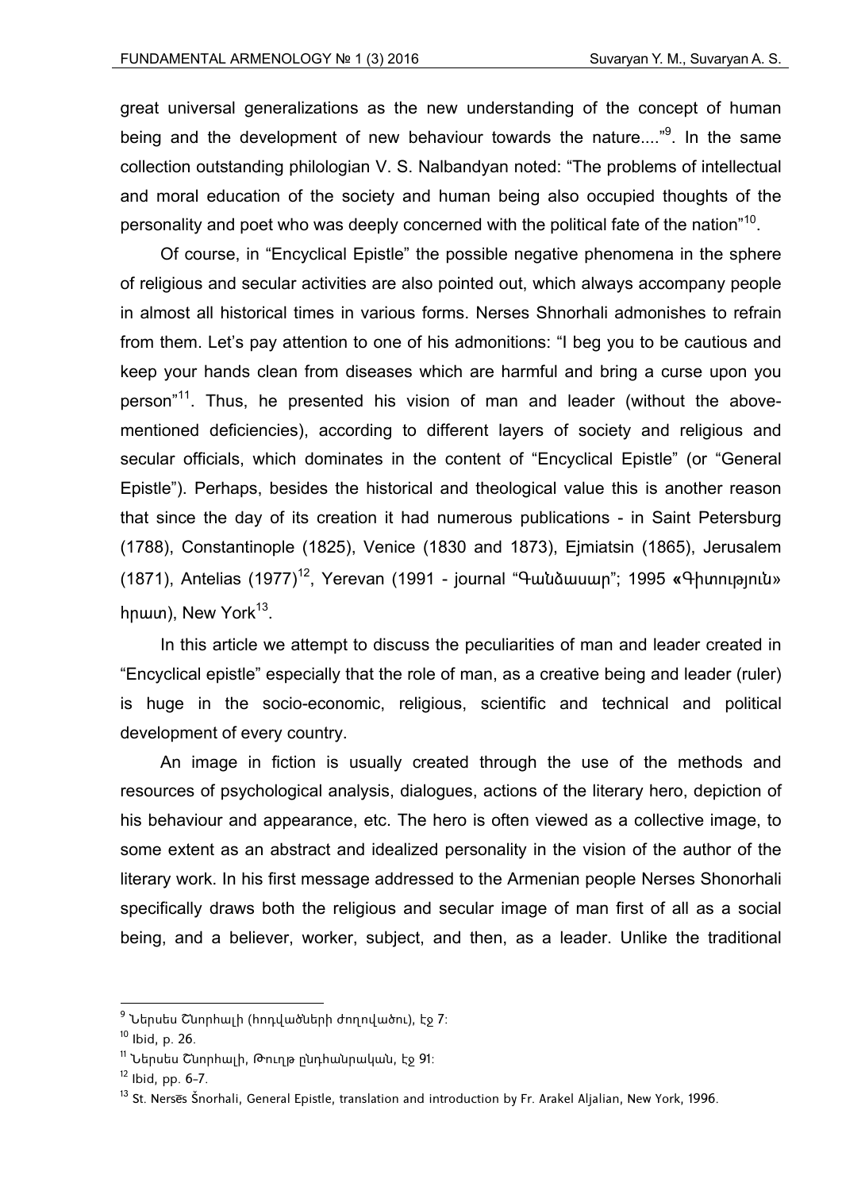great universal generalizations as the new understanding of the concept of human being and the development of new behaviour towards the nature...."[9]. In the same collection outstanding philologian V. S. Nalbandyan noted: "The problems of intellectual and moral education of the society and human being also occupied thoughts of the personality and poet who was deeply concerned with the political fate of the nation"[10].

Of course, in "Encyclical Epistle" the possible negative phenomena in the sphere of religious and secular activities are also pointed out, which always accompany people in almost all historical times in various forms. Nerses Shnorhali admonishes to refrain from them. Let's pay attention to one of his admonitions: "I beg you to be cautious and keep your hands clean from diseases which are harmful and bring a curse upon you person"[11]. Thus, he presented his vision of man and leader (without the above-mentioned deficiencies), according to different layers of society and religious and secular officials, which dominates in the content of "Encyclical Epistle" (or "General Epistle"). Perhaps, besides the historical and theological value this is another reason that since the day of its creation it had numerous publications - in Saint Petersburg (1788), Constantinople (1825), Venice (1830 and 1873), Ejmiatsin (1865), Jerusalem (1871), Antelias (1977)[12], Yerevan (1991 - journal "Գանձասար"; 1995 «Գիտություն» հրատ), New York[13].

In this article we attempt to discuss the peculiarities of man and leader created in "Encyclical epistle" especially that the role of man, as a creative being and leader (ruler) is huge in the socio-economic, religious, scientific and technical and political development of every country.

An image in fiction is usually created through the use of the methods and resources of psychological analysis, dialogues, actions of the literary hero, depiction of his behaviour and appearance, etc. The hero is often viewed as a collective image, to some extent as an abstract and idealized personality in the vision of the author of the literary work. In his first message addressed to the Armenian people Nerses Shonorhali specifically draws both the religious and secular image of man first of all as a social being, and a believer, worker, subject, and then, as a leader. Unlike the traditional

---

[9] Ներսես Շնորհալի (հոդվածների ժողովածու), էջ 7:

[10] Ibid, p. 26.

[11] Ներսես Շնորհալի, Թուղթ ընդհանրական, էջ 91:

[12] Ibid, pp. 6-7.

[13] St. Nersēs Šnorhali, General Epistle, translation and introduction by Fr. Arakel Aljalian, New York, 1996.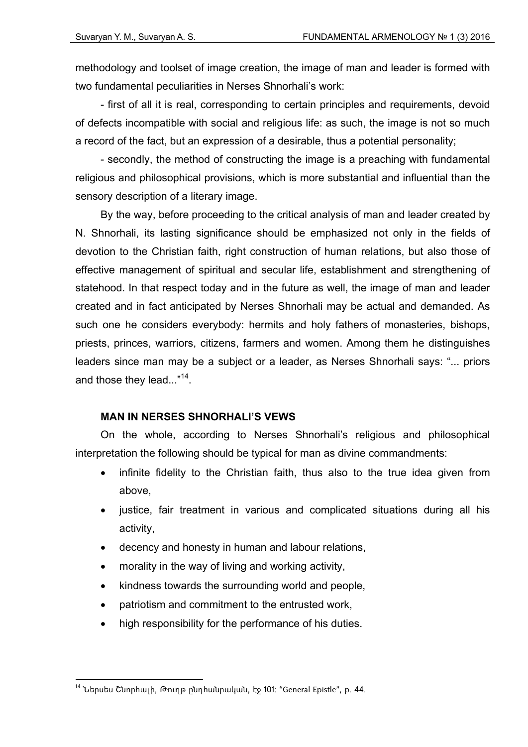methodology and toolset of image creation, the image of man and leader is formed with two fundamental peculiarities in Nerses Shnorhali's work:

- first of all it is real, corresponding to certain principles and requirements, devoid of defects incompatible with social and religious life: as such, the image is not so much a record of the fact, but an expression of a desirable, thus a potential personality;

- secondly, the method of constructing the image is a preaching with fundamental religious and philosophical provisions, which is more substantial and influential than the sensory description of a literary image.

By the way, before proceeding to the critical analysis of man and leader created by N. Shnorhali, its lasting significance should be emphasized not only in the fields of devotion to the Christian faith, right construction of human relations, but also those of effective management of spiritual and secular life, establishment and strengthening of statehood. In that respect today and in the future as well, the image of man and leader created and in fact anticipated by Nerses Shnorhali may be actual and demanded. As such one he considers everybody: hermits and holy fathers of monasteries, bishops, priests, princes, warriors, citizens, farmers and women. Among them he distinguishes leaders since man may be a subject or a leader, as Nerses Shnorhali says: "... priors and those they lead..."[14].

## MAN IN NERSES SHNORHALI'S VEWS

On the whole, according to Nerses Shnorhali's religious and philosophical interpretation the following should be typical for man as divine commandments:

- infinite fidelity to the Christian faith, thus also to the true idea given from above,
- justice, fair treatment in various and complicated situations during all his activity,
- decency and honesty in human and labour relations,
- morality in the way of living and working activity,
- kindness towards the surrounding world and people,
- patriotism and commitment to the entrusted work,
- high responsibility for the performance of his duties.

---

[14] Ներսես Շնորհալի, Թուղթ ընդհանրական, էջ 101: "General Epistle", p. 44.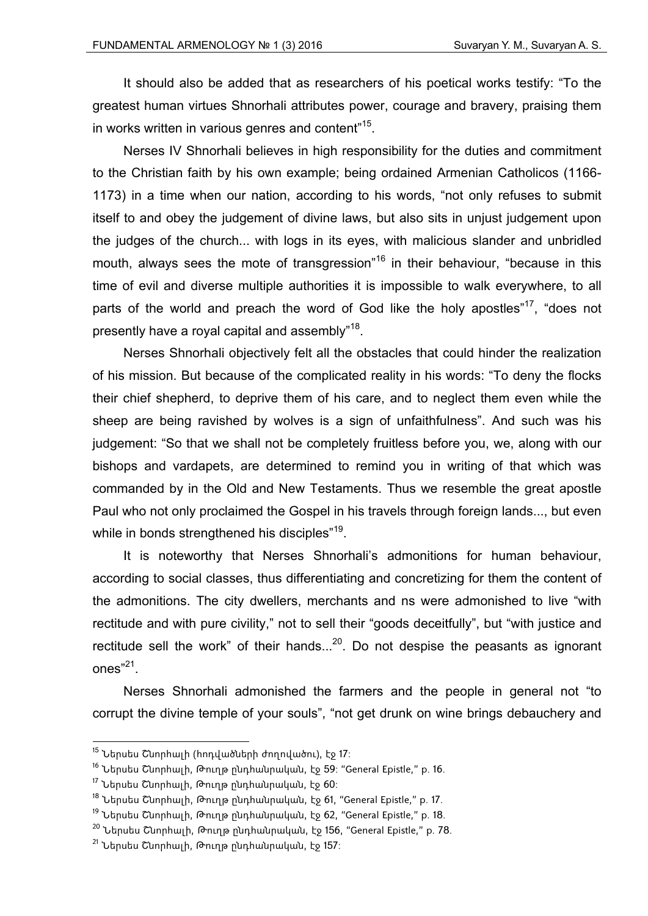It should also be added that as researchers of his poetical works testify: "To the greatest human virtues Shnorhali attributes power, courage and bravery, praising them in works written in various genres and content"[15].

Nerses IV Shnorhali believes in high responsibility for the duties and commitment to the Christian faith by his own example; being ordained Armenian Catholicos (1166-1173) in a time when our nation, according to his words, "not only refuses to submit itself to and obey the judgement of divine laws, but also sits in unjust judgement upon the judges of the church... with logs in its eyes, with malicious slander and unbridled mouth, always sees the mote of transgression"[16] in their behaviour, "because in this time of evil and diverse multiple authorities it is impossible to walk everywhere, to all parts of the world and preach the word of God like the holy apostles"[17], "does not presently have a royal capital and assembly"[18].

Nerses Shnorhali objectively felt all the obstacles that could hinder the realization of his mission. But because of the complicated reality in his words: "To deny the flocks their chief shepherd, to deprive them of his care, and to neglect them even while the sheep are being ravished by wolves is a sign of unfaithfulness". And such was his judgement: "So that we shall not be completely fruitless before you, we, along with our bishops and vardapets, are determined to remind you in writing of that which was commanded by in the Old and New Testaments. Thus we resemble the great apostle Paul who not only proclaimed the Gospel in his travels through foreign lands..., but even while in bonds strengthened his disciples"[19].

It is noteworthy that Nerses Shnorhali's admonitions for human behaviour, according to social classes, thus differentiating and concretizing for them the content of the admonitions. The city dwellers, merchants and ns were admonished to live "with rectitude and with pure civility," not to sell their "goods deceitfully", but "with justice and rectitude sell the work" of their hands...[20]. Do not despise the peasants as ignorant ones"[21].

Nerses Shnorhali admonished the farmers and the people in general not "to corrupt the divine temple of your souls", "not get drunk on wine brings debauchery and

---

[15] Ներսես Շնորհալի (հոդվածների ժողովածու), էջ 17:

[16] Ներսես Շնորհալի, Թուղթ ընդհանրական, էջ 59: "General Epistle," p. 16.

[17] Ներսես Շնորհալի, Թուղթ ընդհանրական, էջ 60:

[18] Ներսես Շնորհալի, Թուղթ ընդհանրական, էջ 61, "General Epistle," p. 17.

[19] Ներսես Շնորհալի, Թուղթ ընդհանրական, էջ 62, "General Epistle," p. 18.

[20] Ներսես Շնորհալի, Թուղթ ընդհանրական, էջ 156, "General Epistle," p. 78.

[21] Ներսես Շնորհալի, Թուղթ ընդհանրական, էջ 157: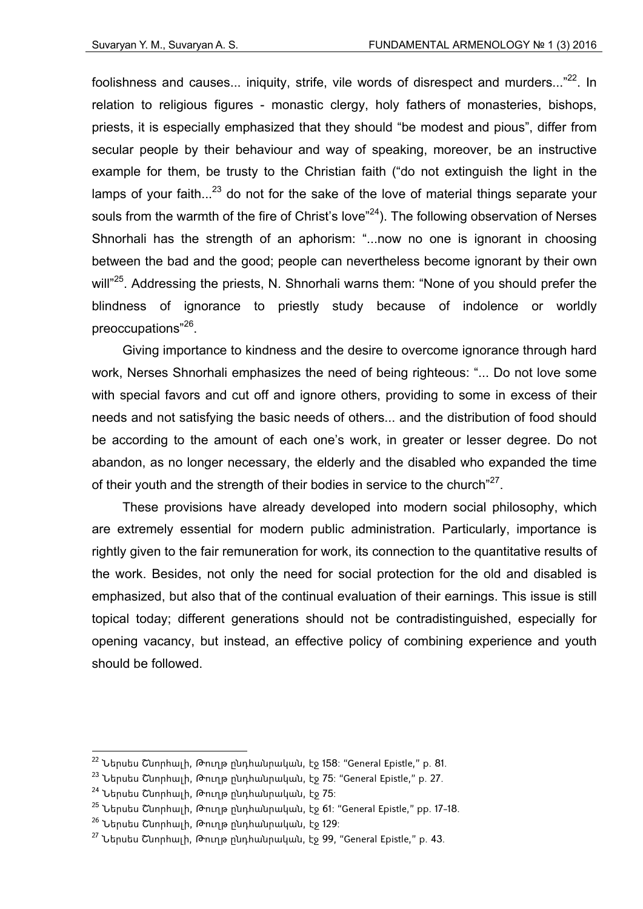foolishness and causes... iniquity, strife, vile words of disrespect and murders..."[22]. In relation to religious figures - monastic clergy, holy fathers of monasteries, bishops, priests, it is especially emphasized that they should "be modest and pious", differ from secular people by their behaviour and way of speaking, moreover, be an instructive example for them, be trusty to the Christian faith ("do not extinguish the light in the lamps of your faith...[23] do not for the sake of the love of material things separate your souls from the warmth of the fire of Christ's love"[24]). The following observation of Nerses Shnorhali has the strength of an aphorism: "...now no one is ignorant in choosing between the bad and the good; people can nevertheless become ignorant by their own will"[25]. Addressing the priests, N. Shnorhali warns them: "None of you should prefer the blindness of ignorance to priestly study because of indolence or worldly preoccupations"[26].

Giving importance to kindness and the desire to overcome ignorance through hard work, Nerses Shnorhali emphasizes the need of being righteous: "... Do not love some with special favors and cut off and ignore others, providing to some in excess of their needs and not satisfying the basic needs of others... and the distribution of food should be according to the amount of each one's work, in greater or lesser degree. Do not abandon, as no longer necessary, the elderly and the disabled who expanded the time of their youth and the strength of their bodies in service to the church"[27].

These provisions have already developed into modern social philosophy, which are extremely essential for modern public administration. Particularly, importance is rightly given to the fair remuneration for work, its connection to the quantitative results of the work. Besides, not only the need for social protection for the old and disabled is emphasized, but also that of the continual evaluation of their earnings. This issue is still topical today; different generations should not be contradistinguished, especially for opening vacancy, but instead, an effective policy of combining experience and youth should be followed.

---

[22] Ներսես Շնորհալի, Թուղթ ընդհանրական, էջ 158: "General Epistle," p. 81.

[23] Ներսես Շնորհալի, Թուղթ ընդհանրական, էջ 75: "General Epistle," p. 27.

[24] Ներսես Շնորհալի, Թուղթ ընդհանրական, էջ 75:

[25] Ներսես Շնորհալի, Թուղթ ընդհանրական, էջ 61: "General Epistle," pp. 17-18.

[26] Ներսես Շնորհալի, Թուղթ ընդհանրական, էջ 129:

[27] Ներսես Շնորհալի, Թուղթ ընդհանրական, էջ 99, "General Epistle," p. 43.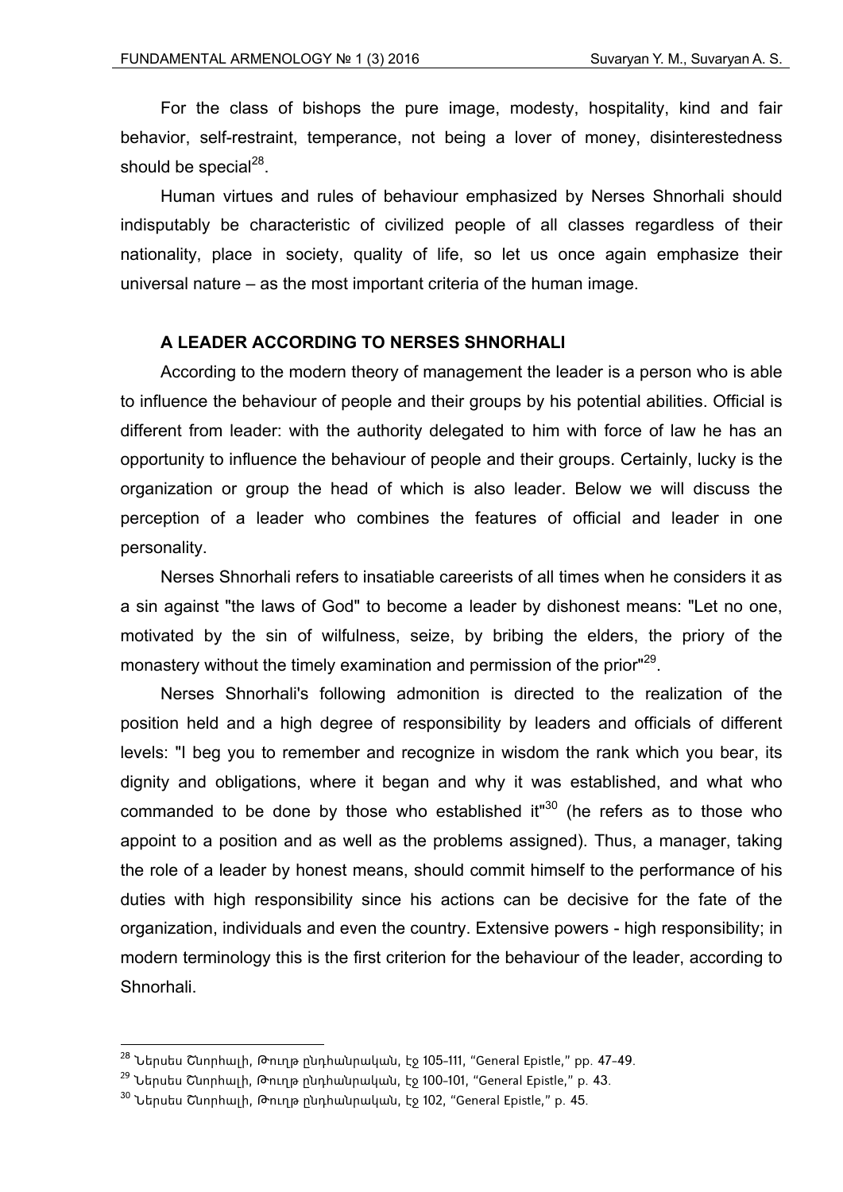For the class of bishops the pure image, modesty, hospitality, kind and fair behavior, self-restraint, temperance, not being a lover of money, disinterestedness should be special[28].

Human virtues and rules of behaviour emphasized by Nerses Shnorhali should indisputably be characteristic of civilized people of all classes regardless of their nationality, place in society, quality of life, so let us once again emphasize their universal nature – as the most important criteria of the human image.

## A LEADER ACCORDING TO NERSES SHNORHALI

According to the modern theory of management the leader is a person who is able to influence the behaviour of people and their groups by his potential abilities. Official is different from leader: with the authority delegated to him with force of law he has an opportunity to influence the behaviour of people and their groups. Certainly, lucky is the organization or group the head of which is also leader. Below we will discuss the perception of a leader who combines the features of official and leader in one personality.

Nerses Shnorhali refers to insatiable careerists of all times when he considers it as a sin against "the laws of God" to become a leader by dishonest means: "Let no one, motivated by the sin of wilfulness, seize, by bribing the elders, the priory of the monastery without the timely examination and permission of the prior"[29].

Nerses Shnorhali's following admonition is directed to the realization of the position held and a high degree of responsibility by leaders and officials of different levels: "I beg you to remember and recognize in wisdom the rank which you bear, its dignity and obligations, where it began and why it was established, and what who commanded to be done by those who established it"[30] (he refers as to those who appoint to a position and as well as the problems assigned). Thus, a manager, taking the role of a leader by honest means, should commit himself to the performance of his duties with high responsibility since his actions can be decisive for the fate of the organization, individuals and even the country. Extensive powers - high responsibility; in modern terminology this is the first criterion for the behaviour of the leader, according to Shnorhali.

---

[28] Ներսես Շնորհալի, Թուղթ ընդհանրական, էջ 105-111, "General Epistle," pp. 47-49.

[29] Ներսես Շնորհալի, Թուղթ ընդհանրական, էջ 100-101, "General Epistle," p. 43.

[30] Ներսես Շնորհալի, Թուղթ ընդհանրական, էջ 102, "General Epistle," p. 45.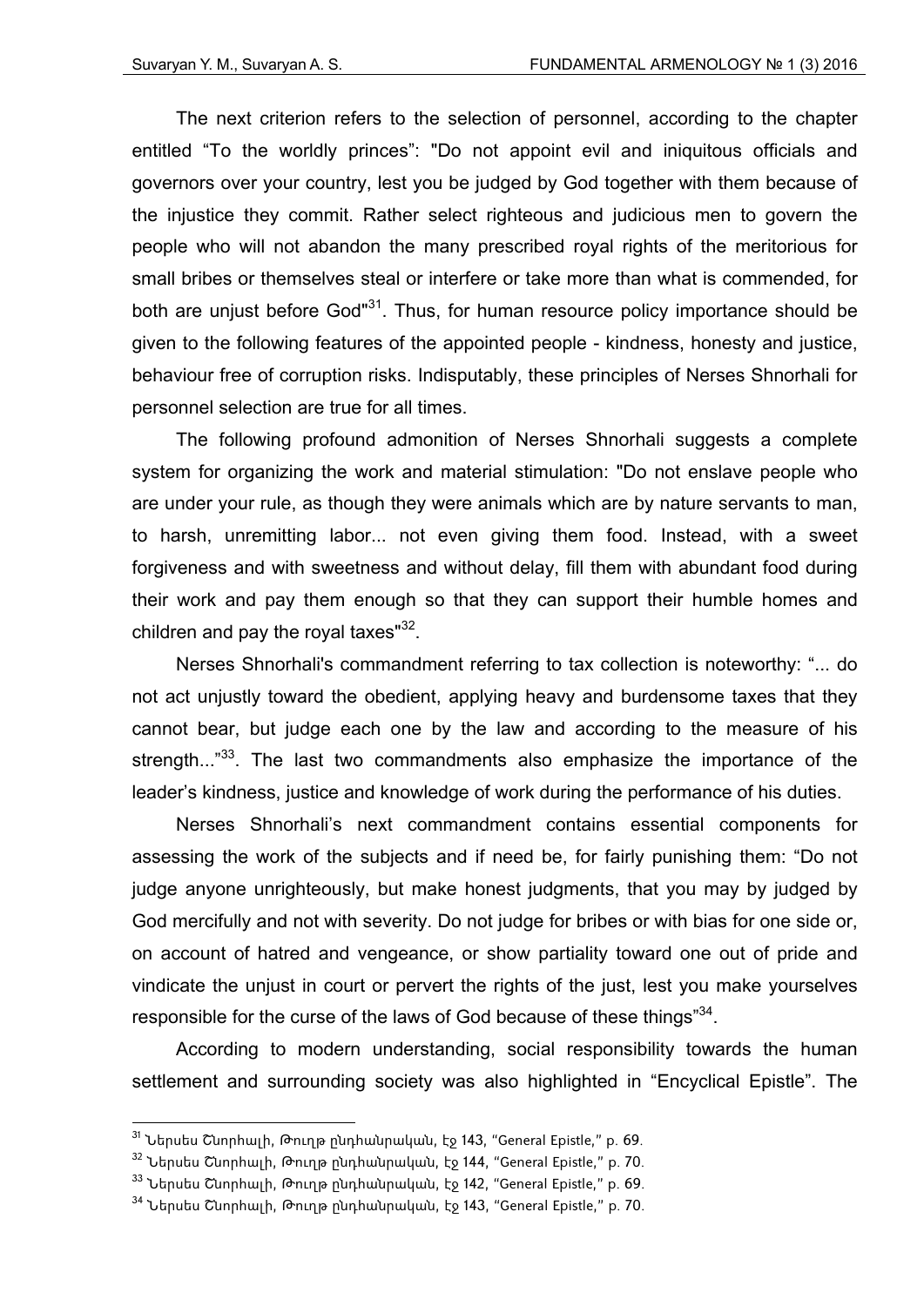The next criterion refers to the selection of personnel, according to the chapter entitled "To the worldly princes": "Do not appoint evil and iniquitous officials and governors over your country, lest you be judged by God together with them because of the injustice they commit. Rather select righteous and judicious men to govern the people who will not abandon the many prescribed royal rights of the meritorious for small bribes or themselves steal or interfere or take more than what is commended, for both are unjust before God"[31]. Thus, for human resource policy importance should be given to the following features of the appointed people - kindness, honesty and justice, behaviour free of corruption risks. Indisputably, these principles of Nerses Shnorhali for personnel selection are true for all times.

The following profound admonition of Nerses Shnorhali suggests a complete system for organizing the work and material stimulation: "Do not enslave people who are under your rule, as though they were animals which are by nature servants to man, to harsh, unremitting labor... not even giving them food. Instead, with a sweet forgiveness and with sweetness and without delay, fill them with abundant food during their work and pay them enough so that they can support their humble homes and children and pay the royal taxes"[32].

Nerses Shnorhali's commandment referring to tax collection is noteworthy: "... do not act unjustly toward the obedient, applying heavy and burdensome taxes that they cannot bear, but judge each one by the law and according to the measure of his strength..."[33]. The last two commandments also emphasize the importance of the leader's kindness, justice and knowledge of work during the performance of his duties.

Nerses Shnorhali's next commandment contains essential components for assessing the work of the subjects and if need be, for fairly punishing them: "Do not judge anyone unrighteously, but make honest judgments, that you may by judged by God mercifully and not with severity. Do not judge for bribes or with bias for one side or, on account of hatred and vengeance, or show partiality toward one out of pride and vindicate the unjust in court or pervert the rights of the just, lest you make yourselves responsible for the curse of the laws of God because of these things"[34].

According to modern understanding, social responsibility towards the human settlement and surrounding society was also highlighted in "Encyclical Epistle". The

---

[31] Ներսես Շնորհալի, Թուղթ ընդհանրական, էջ 143, "General Epistle," p. 69.

[32] Ներսես Շնորհալի, Թուղթ ընդհանրական, էջ 144, "General Epistle," p. 70.

[33] Ներսես Շնորհալի, Թուղթ ընդհանրական, էջ 142, "General Epistle," p. 69.

[34] Ներսես Շնորհալի, Թուղթ ընդհանրական, էջ 143, "General Epistle," p. 70.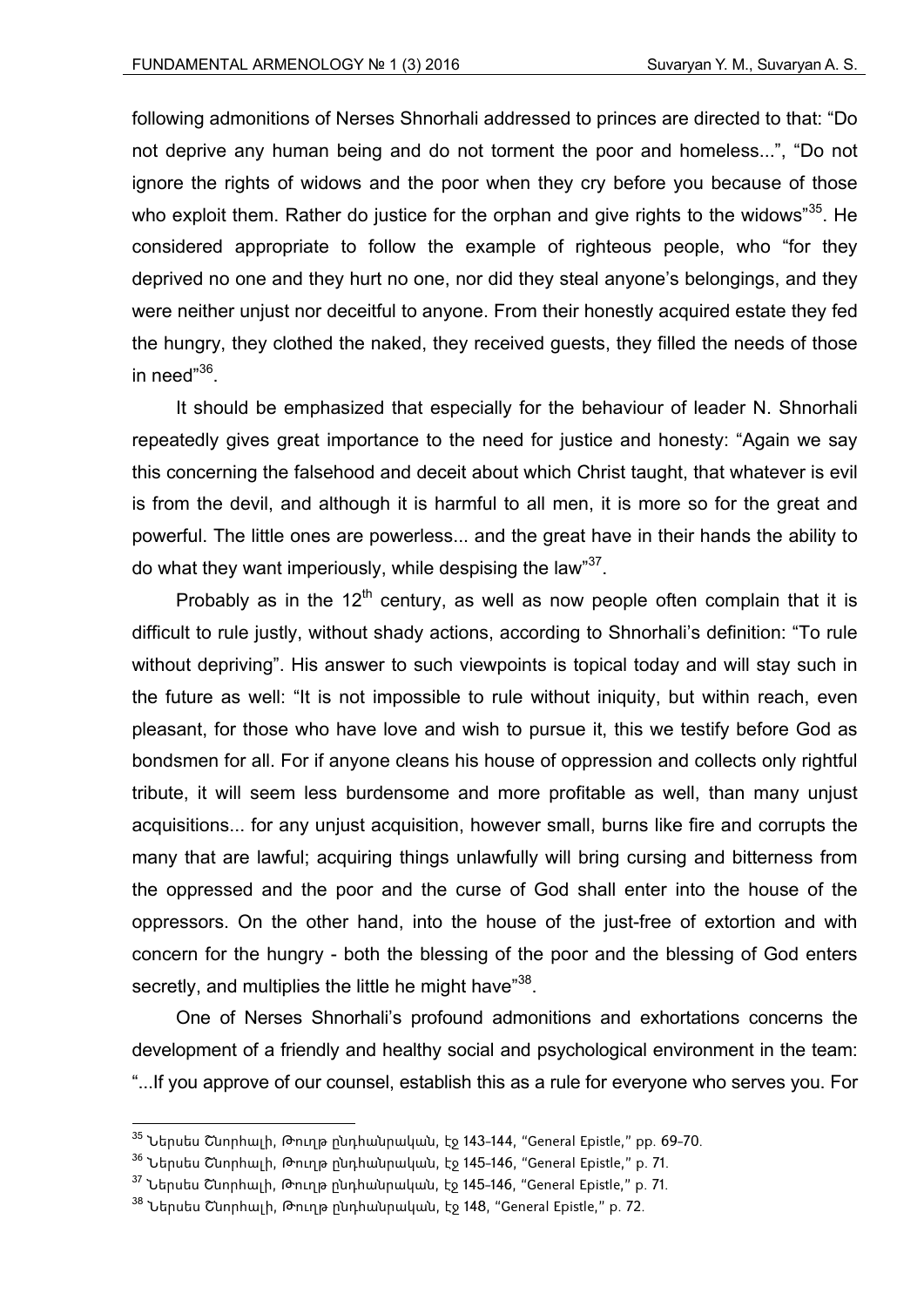following admonitions of Nerses Shnorhali addressed to princes are directed to that: “Do not deprive any human being and do not torment the poor and homeless...”, “Do not ignore the rights of widows and the poor when they cry before you because of those who exploit them. Rather do justice for the orphan and give rights to the widows”[35]. He considered appropriate to follow the example of righteous people, who “for they deprived no one and they hurt no one, nor did they steal anyone’s belongings, and they were neither unjust nor deceitful to anyone. From their honestly acquired estate they fed the hungry, they clothed the naked, they received guests, they filled the needs of those in need”[36].

It should be emphasized that especially for the behaviour of leader N. Shnorhali repeatedly gives great importance to the need for justice and honesty: “Again we say this concerning the falsehood and deceit about which Christ taught, that whatever is evil is from the devil, and although it is harmful to all men, it is more so for the great and powerful. The little ones are powerless... and the great have in their hands the ability to do what they want imperiously, while despising the law”[37].

Probably as in the 12[th] century, as well as now people often complain that it is difficult to rule justly, without shady actions, according to Shnorhali’s definition: “To rule without depriving”. His answer to such viewpoints is topical today and will stay such in the future as well: “It is not impossible to rule without iniquity, but within reach, even pleasant, for those who have love and wish to pursue it, this we testify before God as bondsmen for all. For if anyone cleans his house of oppression and collects only rightful tribute, it will seem less burdensome and more profitable as well, than many unjust acquisitions... for any unjust acquisition, however small, burns like fire and corrupts the many that are lawful; acquiring things unlawfully will bring cursing and bitterness from the oppressed and the poor and the curse of God shall enter into the house of the oppressors. On the other hand, into the house of the just-free of extortion and with concern for the hungry - both the blessing of the poor and the blessing of God enters secretly, and multiplies the little he might have”[38].

One of Nerses Shnorhali’s profound admonitions and exhortations concerns the development of a friendly and healthy social and psychological environment in the team: “...If you approve of our counsel, establish this as a rule for everyone who serves you. For

---

[35] Ներսես Շնորհալի, Թուղթ ընդհանրական, էջ 143-144, “General Epistle,” pp. 69-70.

[36] Ներսես Շնորհալի, Թուղթ ընդհանրական, էջ 145-146, “General Epistle,” p. 71.

[37] Ներսես Շնորհալի, Թուղթ ընդհանրական, էջ 145-146, “General Epistle,” p. 71.

[38] Ներսես Շնորհալի, Թուղթ ընդհանրական, էջ 148, “General Epistle,” p. 72.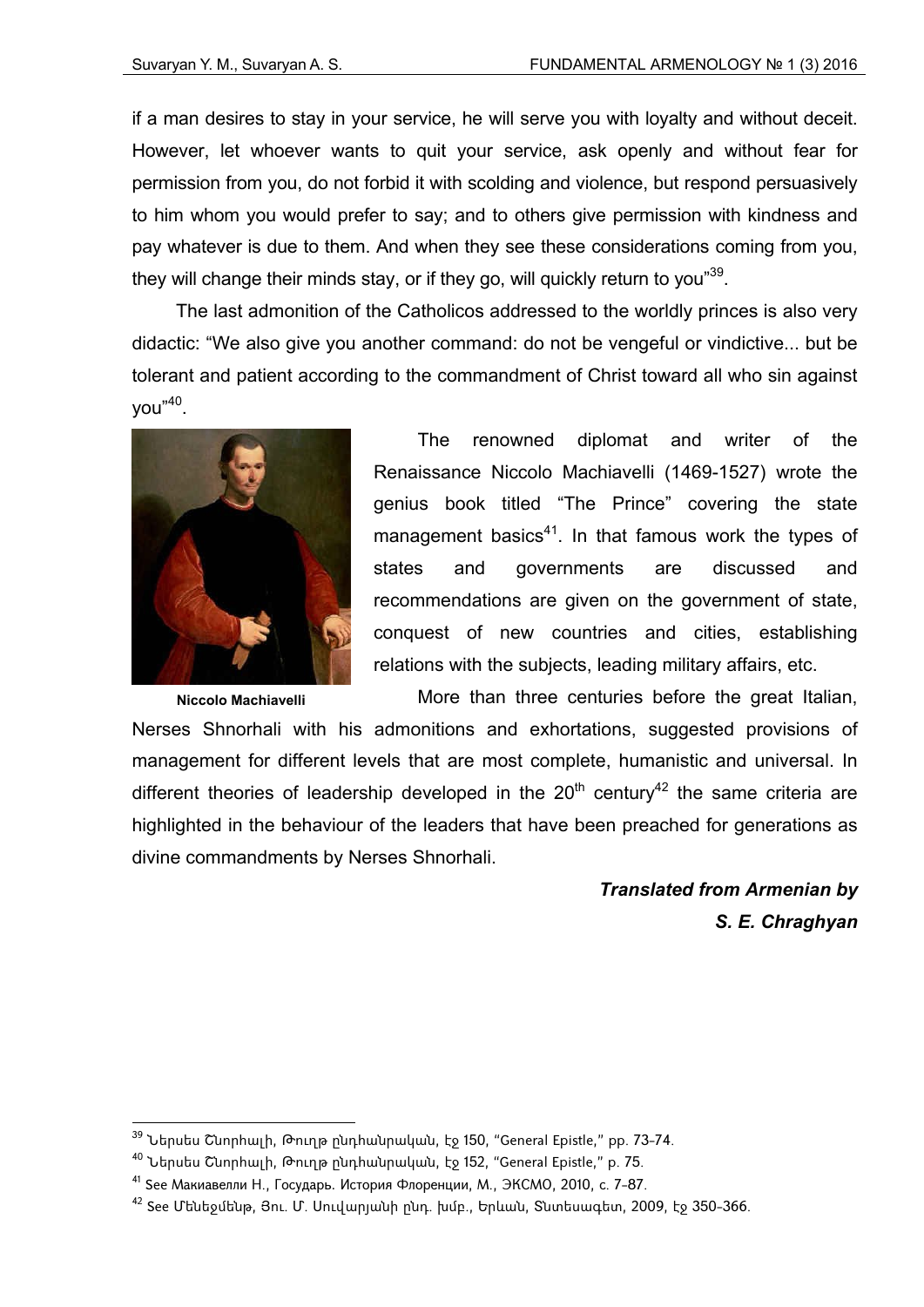if a man desires to stay in your service, he will serve you with loyalty and without deceit. However, let whoever wants to quit your service, ask openly and without fear for permission from you, do not forbid it with scolding and violence, but respond persuasively to him whom you would prefer to say; and to others give permission with kindness and pay whatever is due to them. And when they see these considerations coming from you, they will change their minds stay, or if they go, will quickly return to you"[39].

The last admonition of the Catholicos addressed to the worldly princes is also very didactic: "We also give you another command: do not be vengeful or vindictive... but be tolerant and patient according to the commandment of Christ toward all who sin against you"[40].

Niccolo Machiavelli

The renowned diplomat and writer of the Renaissance Niccolo Machiavelli (1469-1527) wrote the genius book titled "The Prince" covering the state management basics[41]. In that famous work the types of states and governments are discussed and recommendations are given on the government of state, conquest of new countries and cities, establishing relations with the subjects, leading military affairs, etc.

More than three centuries before the great Italian, Nerses Shnorhali with his admonitions and exhortations, suggested provisions of management for different levels that are most complete, humanistic and universal. In different theories of leadership developed in the 20th century[42] the same criteria are highlighted in the behaviour of the leaders that have been preached for generations as divine commandments by Nerses Shnorhali.

***Translated from Armenian by***
***S. E. Chraghyan***

---

[39] Ներսես Շնորհալի, Թուղթ ընդհանրական, էջ 150, "General Epistle," pp. 73-74.

[40] Ներսես Շնորհալի, Թուղթ ընդհանրական, էջ 152, "General Epistle," p. 75.

[41] See Макиавелли Н., Государь. История Флоренции, М., ЭКСМО, 2010, с. 7-87.

[42] See Մենեջմենթ, Յու. Մ. Սուվարյանի ընդ. խմբ., Երևան, Տնտեսագետ, 2009, էջ 350-366.